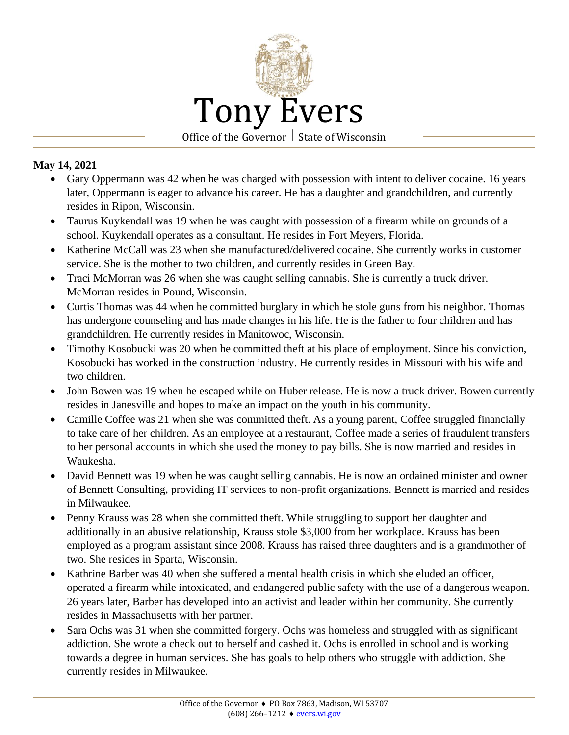# Tony Evers

Office of the Governor | State of Wisconsin

**May 14, 2021**

- Gary Oppermann was 42 when he was charged with possession with intent to deliver cocaine. 16 years later, Oppermann is eager to advance his career. He has a daughter and grandchildren, and currently resides in Ripon, Wisconsin.
- Taurus Kuykendall was 19 when he was caught with possession of a firearm while on grounds of a school. Kuykendall operates as a consultant. He resides in Fort Meyers, Florida.
- Katherine McCall was 23 when she manufactured/delivered cocaine. She currently works in customer service. She is the mother to two children, and currently resides in Green Bay.
- Traci McMorran was 26 when she was caught selling cannabis. She is currently a truck driver. McMorran resides in Pound, Wisconsin.
- Curtis Thomas was 44 when he committed burglary in which he stole guns from his neighbor. Thomas has undergone counseling and has made changes in his life. He is the father to four children and has grandchildren. He currently resides in Manitowoc, Wisconsin.
- Timothy Kosobucki was 20 when he committed theft at his place of employment. Since his conviction, Kosobucki has worked in the construction industry. He currently resides in Missouri with his wife and two children.
- John Bowen was 19 when he escaped while on Huber release. He is now a truck driver. Bowen currently resides in Janesville and hopes to make an impact on the youth in his community.
- Camille Coffee was 21 when she was committed theft. As a young parent, Coffee struggled financially to take care of her children. As an employee at a restaurant, Coffee made a series of fraudulent transfers to her personal accounts in which she used the money to pay bills. She is now married and resides in Waukesha.
- David Bennett was 19 when he was caught selling cannabis. He is now an ordained minister and owner of Bennett Consulting, providing IT services to non-profit organizations. Bennett is married and resides in Milwaukee.
- Penny Krauss was 28 when she committed theft. While struggling to support her daughter and additionally in an abusive relationship, Krauss stole $3,000 from her workplace. Krauss has been employed as a program assistant since 2008. Krauss has raised three daughters and is a grandmother of two. She resides in Sparta, Wisconsin.
- Kathrine Barber was 40 when she suffered a mental health crisis in which she eluded an officer, operated a firearm while intoxicated, and endangered public safety with the use of a dangerous weapon. 26 years later, Barber has developed into an activist and leader within her community. She currently resides in Massachusetts with her partner.
- Sara Ochs was 31 when she committed forgery. Ochs was homeless and struggled with as significant addiction. She wrote a check out to herself and cashed it. Ochs is enrolled in school and is working towards a degree in human services. She has goals to help others who struggle with addiction. She currently resides in Milwaukee.

Office of the Governor ♦ PO Box 7863, Madison, WI 53707
(608) 266–1212 ♦ evers.wi.gov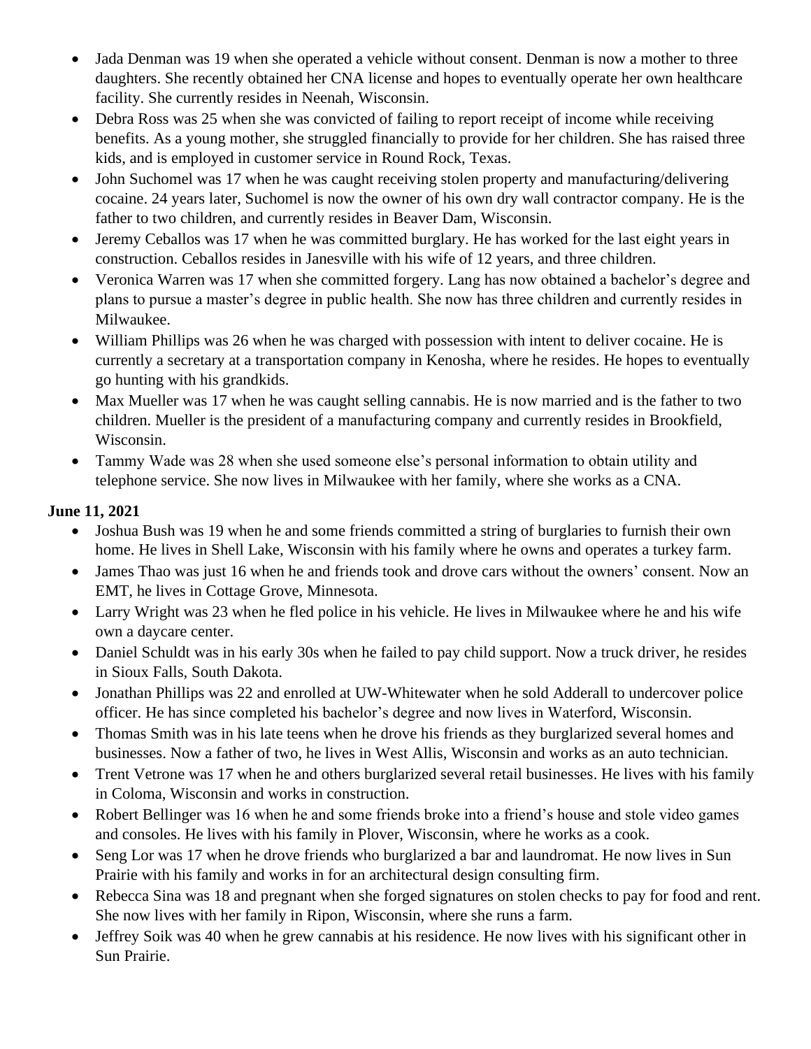- Jada Denman was 19 when she operated a vehicle without consent. Denman is now a mother to three daughters. She recently obtained her CNA license and hopes to eventually operate her own healthcare facility. She currently resides in Neenah, Wisconsin.
- Debra Ross was 25 when she was convicted of failing to report receipt of income while receiving benefits. As a young mother, she struggled financially to provide for her children. She has raised three kids, and is employed in customer service in Round Rock, Texas.
- John Suchomel was 17 when he was caught receiving stolen property and manufacturing/delivering cocaine. 24 years later, Suchomel is now the owner of his own dry wall contractor company. He is the father to two children, and currently resides in Beaver Dam, Wisconsin.
- Jeremy Ceballos was 17 when he was committed burglary. He has worked for the last eight years in construction. Ceballos resides in Janesville with his wife of 12 years, and three children.
- Veronica Warren was 17 when she committed forgery. Lang has now obtained a bachelor's degree and plans to pursue a master's degree in public health. She now has three children and currently resides in Milwaukee.
- William Phillips was 26 when he was charged with possession with intent to deliver cocaine. He is currently a secretary at a transportation company in Kenosha, where he resides. He hopes to eventually go hunting with his grandkids.
- Max Mueller was 17 when he was caught selling cannabis. He is now married and is the father to two children. Mueller is the president of a manufacturing company and currently resides in Brookfield, Wisconsin.
- Tammy Wade was 28 when she used someone else's personal information to obtain utility and telephone service. She now lives in Milwaukee with her family, where she works as a CNA.

**June 11, 2021**

- Joshua Bush was 19 when he and some friends committed a string of burglaries to furnish their own home. He lives in Shell Lake, Wisconsin with his family where he owns and operates a turkey farm.
- James Thao was just 16 when he and friends took and drove cars without the owners' consent. Now an EMT, he lives in Cottage Grove, Minnesota.
- Larry Wright was 23 when he fled police in his vehicle. He lives in Milwaukee where he and his wife own a daycare center.
- Daniel Schuldt was in his early 30s when he failed to pay child support. Now a truck driver, he resides in Sioux Falls, South Dakota.
- Jonathan Phillips was 22 and enrolled at UW-Whitewater when he sold Adderall to undercover police officer. He has since completed his bachelor's degree and now lives in Waterford, Wisconsin.
- Thomas Smith was in his late teens when he drove his friends as they burglarized several homes and businesses. Now a father of two, he lives in West Allis, Wisconsin and works as an auto technician.
- Trent Vetrone was 17 when he and others burglarized several retail businesses. He lives with his family in Coloma, Wisconsin and works in construction.
- Robert Bellinger was 16 when he and some friends broke into a friend's house and stole video games and consoles. He lives with his family in Plover, Wisconsin, where he works as a cook.
- Seng Lor was 17 when he drove friends who burglarized a bar and laundromat. He now lives in Sun Prairie with his family and works in for an architectural design consulting firm.
- Rebecca Sina was 18 and pregnant when she forged signatures on stolen checks to pay for food and rent. She now lives with her family in Ripon, Wisconsin, where she runs a farm.
- Jeffrey Soik was 40 when he grew cannabis at his residence. He now lives with his significant other in Sun Prairie.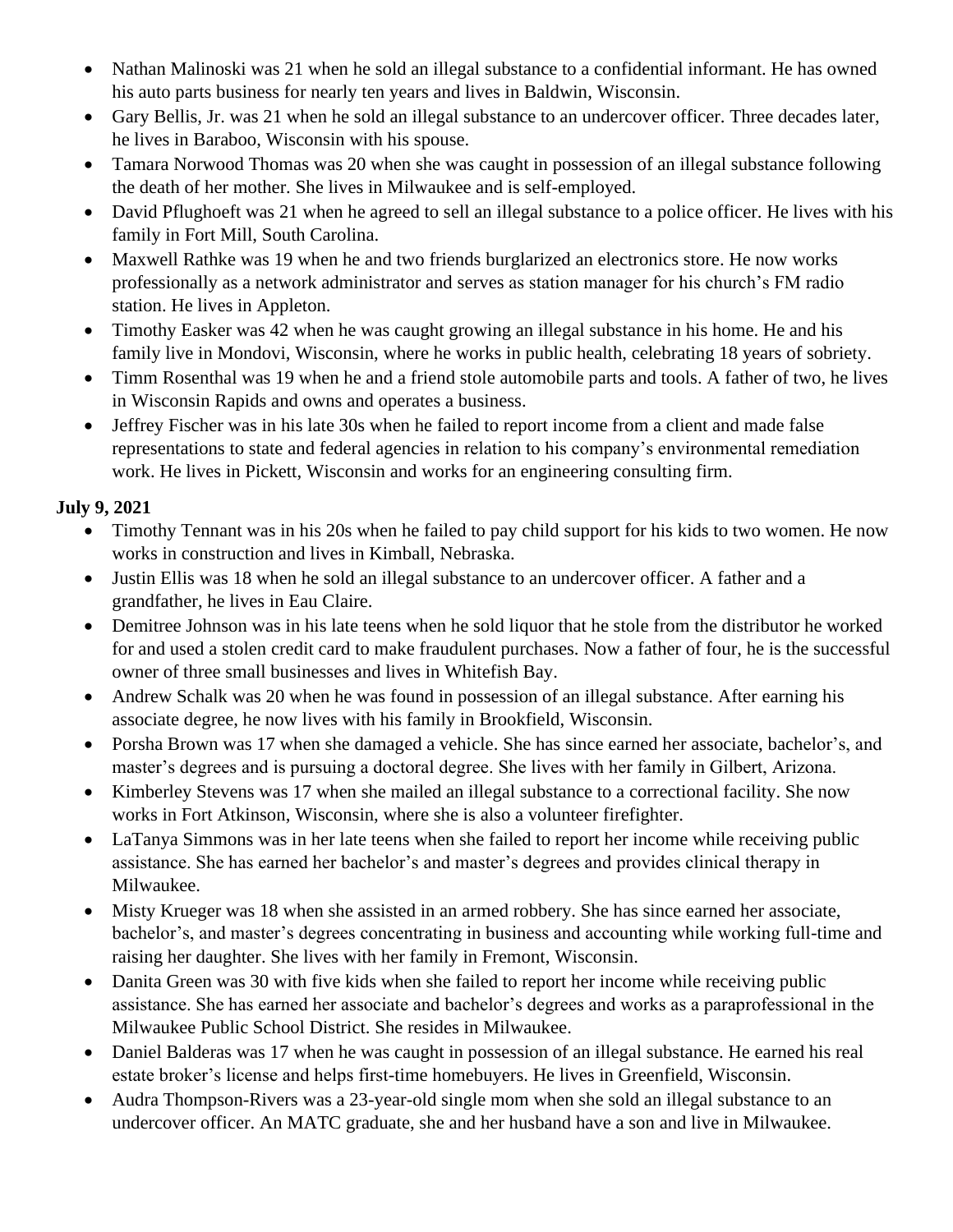- Nathan Malinoski was 21 when he sold an illegal substance to a confidential informant. He has owned his auto parts business for nearly ten years and lives in Baldwin, Wisconsin.
- Gary Bellis, Jr. was 21 when he sold an illegal substance to an undercover officer. Three decades later, he lives in Baraboo, Wisconsin with his spouse.
- Tamara Norwood Thomas was 20 when she was caught in possession of an illegal substance following the death of her mother. She lives in Milwaukee and is self-employed.
- David Pflughoeft was 21 when he agreed to sell an illegal substance to a police officer. He lives with his family in Fort Mill, South Carolina.
- Maxwell Rathke was 19 when he and two friends burglarized an electronics store. He now works professionally as a network administrator and serves as station manager for his church's FM radio station. He lives in Appleton.
- Timothy Easker was 42 when he was caught growing an illegal substance in his home. He and his family live in Mondovi, Wisconsin, where he works in public health, celebrating 18 years of sobriety.
- Timm Rosenthal was 19 when he and a friend stole automobile parts and tools. A father of two, he lives in Wisconsin Rapids and owns and operates a business.
- Jeffrey Fischer was in his late 30s when he failed to report income from a client and made false representations to state and federal agencies in relation to his company's environmental remediation work. He lives in Pickett, Wisconsin and works for an engineering consulting firm.

**July 9, 2021**

- Timothy Tennant was in his 20s when he failed to pay child support for his kids to two women. He now works in construction and lives in Kimball, Nebraska.
- Justin Ellis was 18 when he sold an illegal substance to an undercover officer. A father and a grandfather, he lives in Eau Claire.
- Demitree Johnson was in his late teens when he sold liquor that he stole from the distributor he worked for and used a stolen credit card to make fraudulent purchases. Now a father of four, he is the successful owner of three small businesses and lives in Whitefish Bay.
- Andrew Schalk was 20 when he was found in possession of an illegal substance. After earning his associate degree, he now lives with his family in Brookfield, Wisconsin.
- Porsha Brown was 17 when she damaged a vehicle. She has since earned her associate, bachelor's, and master's degrees and is pursuing a doctoral degree. She lives with her family in Gilbert, Arizona.
- Kimberley Stevens was 17 when she mailed an illegal substance to a correctional facility. She now works in Fort Atkinson, Wisconsin, where she is also a volunteer firefighter.
- LaTanya Simmons was in her late teens when she failed to report her income while receiving public assistance. She has earned her bachelor's and master's degrees and provides clinical therapy in Milwaukee.
- Misty Krueger was 18 when she assisted in an armed robbery. She has since earned her associate, bachelor's, and master's degrees concentrating in business and accounting while working full-time and raising her daughter. She lives with her family in Fremont, Wisconsin.
- Danita Green was 30 with five kids when she failed to report her income while receiving public assistance. She has earned her associate and bachelor's degrees and works as a paraprofessional in the Milwaukee Public School District. She resides in Milwaukee.
- Daniel Balderas was 17 when he was caught in possession of an illegal substance. He earned his real estate broker's license and helps first-time homebuyers. He lives in Greenfield, Wisconsin.
- Audra Thompson-Rivers was a 23-year-old single mom when she sold an illegal substance to an undercover officer. An MATC graduate, she and her husband have a son and live in Milwaukee.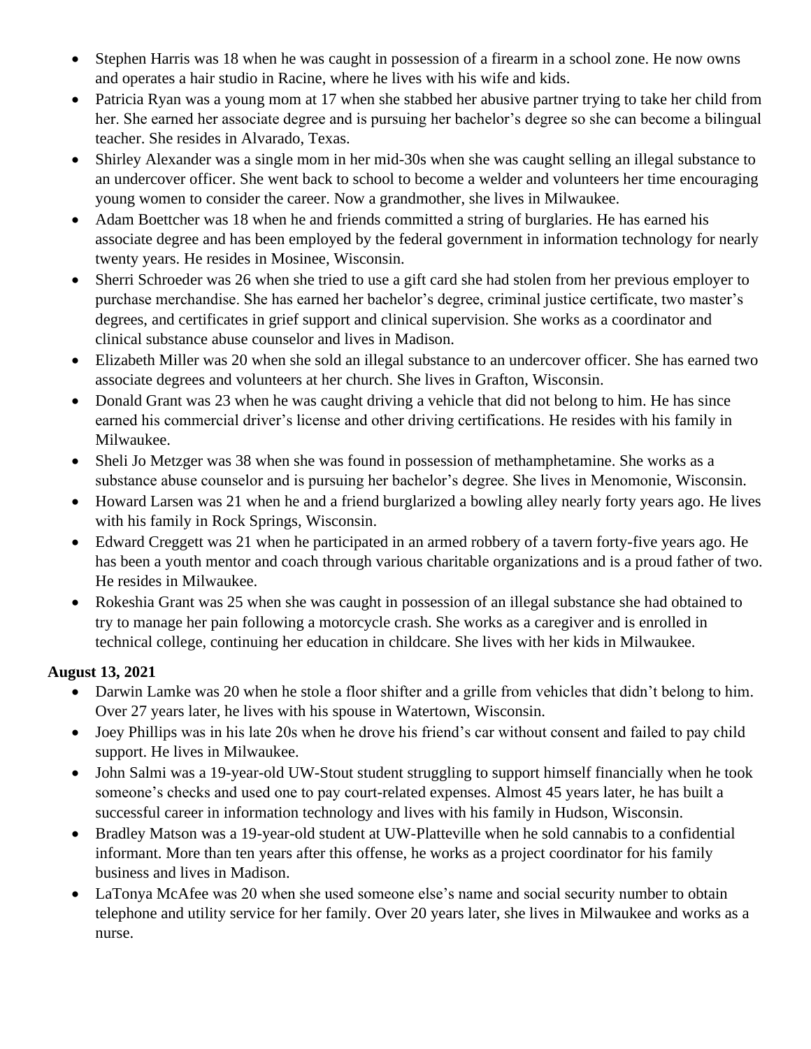- Stephen Harris was 18 when he was caught in possession of a firearm in a school zone. He now owns and operates a hair studio in Racine, where he lives with his wife and kids.
- Patricia Ryan was a young mom at 17 when she stabbed her abusive partner trying to take her child from her. She earned her associate degree and is pursuing her bachelor's degree so she can become a bilingual teacher. She resides in Alvarado, Texas.
- Shirley Alexander was a single mom in her mid-30s when she was caught selling an illegal substance to an undercover officer. She went back to school to become a welder and volunteers her time encouraging young women to consider the career. Now a grandmother, she lives in Milwaukee.
- Adam Boettcher was 18 when he and friends committed a string of burglaries. He has earned his associate degree and has been employed by the federal government in information technology for nearly twenty years. He resides in Mosinee, Wisconsin.
- Sherri Schroeder was 26 when she tried to use a gift card she had stolen from her previous employer to purchase merchandise. She has earned her bachelor's degree, criminal justice certificate, two master's degrees, and certificates in grief support and clinical supervision. She works as a coordinator and clinical substance abuse counselor and lives in Madison.
- Elizabeth Miller was 20 when she sold an illegal substance to an undercover officer. She has earned two associate degrees and volunteers at her church. She lives in Grafton, Wisconsin.
- Donald Grant was 23 when he was caught driving a vehicle that did not belong to him. He has since earned his commercial driver's license and other driving certifications. He resides with his family in Milwaukee.
- Sheli Jo Metzger was 38 when she was found in possession of methamphetamine. She works as a substance abuse counselor and is pursuing her bachelor's degree. She lives in Menomonie, Wisconsin.
- Howard Larsen was 21 when he and a friend burglarized a bowling alley nearly forty years ago. He lives with his family in Rock Springs, Wisconsin.
- Edward Creggett was 21 when he participated in an armed robbery of a tavern forty-five years ago. He has been a youth mentor and coach through various charitable organizations and is a proud father of two. He resides in Milwaukee.
- Rokeshia Grant was 25 when she was caught in possession of an illegal substance she had obtained to try to manage her pain following a motorcycle crash. She works as a caregiver and is enrolled in technical college, continuing her education in childcare. She lives with her kids in Milwaukee.

**August 13, 2021**

- Darwin Lamke was 20 when he stole a floor shifter and a grille from vehicles that didn't belong to him. Over 27 years later, he lives with his spouse in Watertown, Wisconsin.
- Joey Phillips was in his late 20s when he drove his friend's car without consent and failed to pay child support. He lives in Milwaukee.
- John Salmi was a 19-year-old UW-Stout student struggling to support himself financially when he took someone's checks and used one to pay court-related expenses. Almost 45 years later, he has built a successful career in information technology and lives with his family in Hudson, Wisconsin.
- Bradley Matson was a 19-year-old student at UW-Platteville when he sold cannabis to a confidential informant. More than ten years after this offense, he works as a project coordinator for his family business and lives in Madison.
- LaTonya McAfee was 20 when she used someone else's name and social security number to obtain telephone and utility service for her family. Over 20 years later, she lives in Milwaukee and works as a nurse.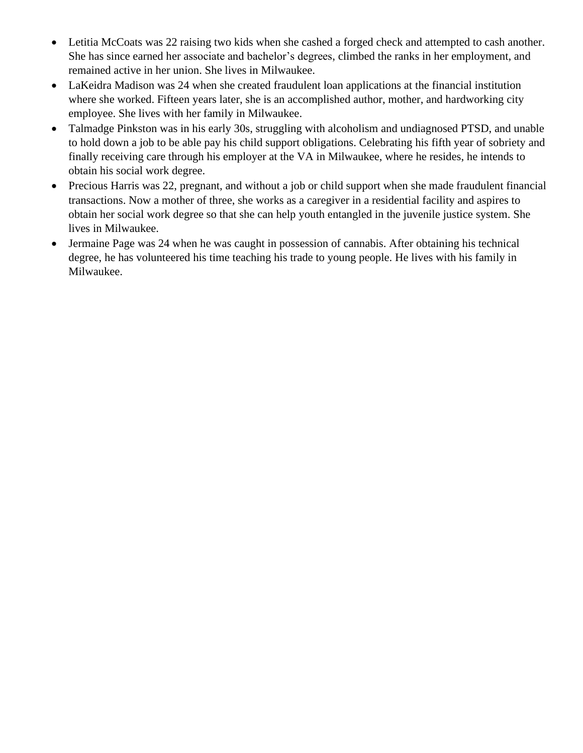- Letitia McCoats was 22 raising two kids when she cashed a forged check and attempted to cash another. She has since earned her associate and bachelor's degrees, climbed the ranks in her employment, and remained active in her union. She lives in Milwaukee.
- LaKeidra Madison was 24 when she created fraudulent loan applications at the financial institution where she worked. Fifteen years later, she is an accomplished author, mother, and hardworking city employee. She lives with her family in Milwaukee.
- Talmadge Pinkston was in his early 30s, struggling with alcoholism and undiagnosed PTSD, and unable to hold down a job to be able pay his child support obligations. Celebrating his fifth year of sobriety and finally receiving care through his employer at the VA in Milwaukee, where he resides, he intends to obtain his social work degree.
- Precious Harris was 22, pregnant, and without a job or child support when she made fraudulent financial transactions. Now a mother of three, she works as a caregiver in a residential facility and aspires to obtain her social work degree so that she can help youth entangled in the juvenile justice system. She lives in Milwaukee.
- Jermaine Page was 24 when he was caught in possession of cannabis. After obtaining his technical degree, he has volunteered his time teaching his trade to young people. He lives with his family in Milwaukee.